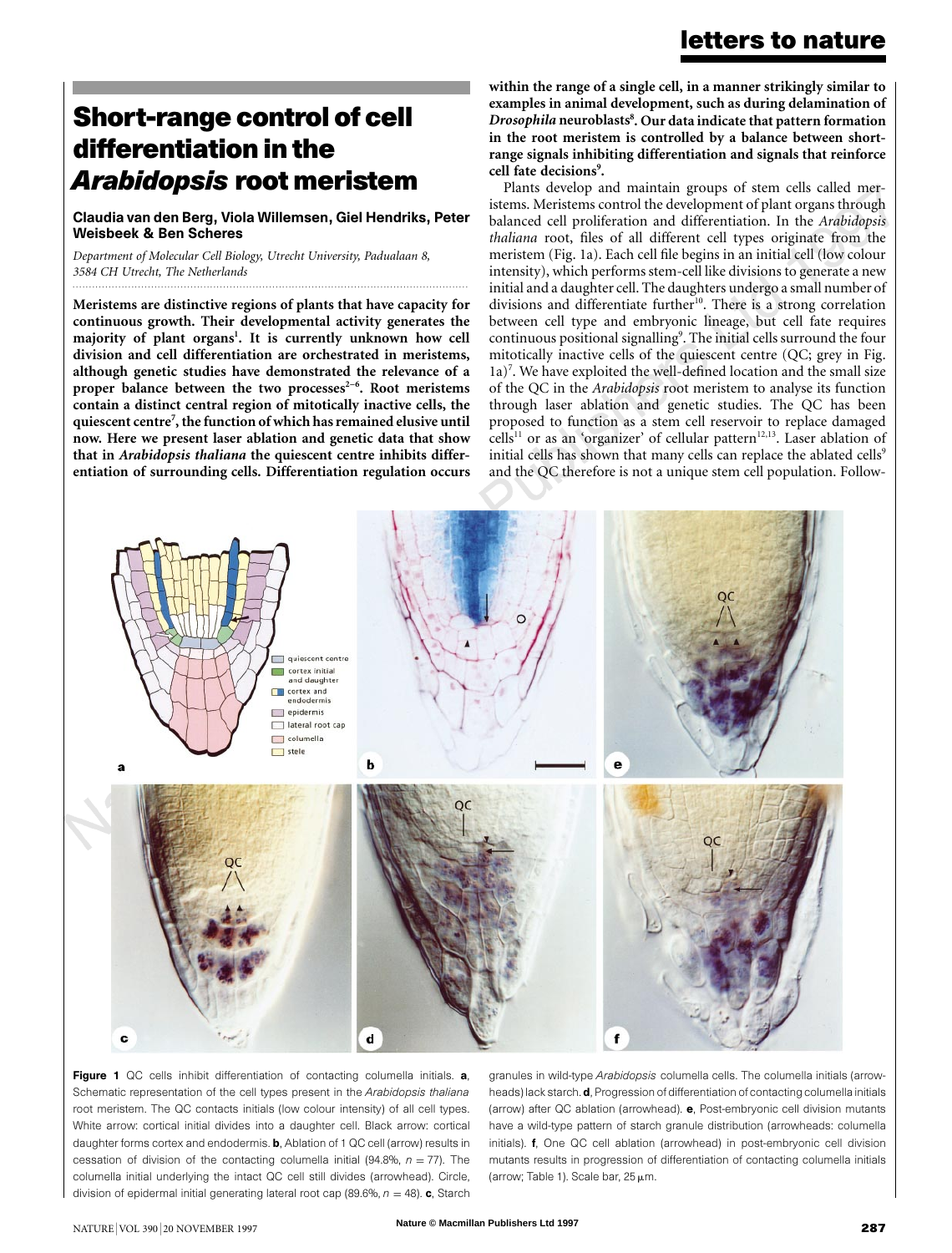# Short-range control of cell differentiation in the *Arabidopsis* root meristem

**Claudia van den Berg, Viola Willemsen, Giel Hendriks, Peter Weisbeek & Ben Scheres**

*Department of Molecular Cell Biology, Utrecht University, Padualaan 8, 3584 CH Utrecht, The Netherlands*

**Meristems are distinctive regions of plants that have capacity for continuous growth. Their developmental activity generates the majority of plant organs[1]. It is currently unknown how cell division and cell differentiation are orchestrated in meristems, although genetic studies have demonstrated the relevance of a proper balance between the two processes[2–6]. Root meristems contain a distinct central region of mitotically inactive cells, the quiescent centre[7], the function of which has remained elusive until now. Here we present laser ablation and genetic data that show that in *Arabidopsis thaliana* the quiescent centre inhibits differentiation of surrounding cells. Differentiation regulation occurs within the range of a single cell, in a manner strikingly similar to examples in animal development, such as during delamination of *Drosophila* neuroblasts[8]. Our data indicate that pattern formation in the root meristem is controlled by a balance between short-range signals inhibiting differentiation and signals that reinforce cell fate decisions[9].**

Plants develop and maintain groups of stem cells called meristems. Meristems control the development of plant organs through balanced cell proliferation and differentiation. In the *Arabidopsis thaliana* root, files of all different cell types originate from the meristem (Fig. 1a). Each cell file begins in an initial cell (low colour intensity), which performs stem-cell like divisions to generate a new initial and a daughter cell. The daughters undergo a small number of divisions and differentiate further[10]. There is a strong correlation between cell type and embryonic lineage, but cell fate requires continuous positional signalling[9]. The initial cells surround the four mitotically inactive cells of the quiescent centre (QC; grey in Fig. 1a)[7]. We have exploited the well-defined location and the small size of the QC in the *Arabidopsis* root meristem to analyse its function through laser ablation and genetic studies. The QC has been proposed to function as a stem cell reservoir to replace damaged cells[11] or as an 'organizer' of cellular pattern[12,13]. Laser ablation of initial cells has shown that many cells can replace the ablated cells[9] and the QC therefore is not a unique stem cell population. Follow-

**Figure 1** QC cells inhibit differentiation of contacting columella initials. **a**, Schematic representation of the cell types present in the *Arabidopsis thaliana* root meristem. The QC contacts initials (low colour intensity) of all cell types. White arrow: cortical initial divides into a daughter cell. Black arrow: cortical daughter forms cortex and endodermis. **b**, Ablation of 1 QC cell (arrow) results in cessation of division of the contacting columella initial (94.8%, $n = 77$). The columella initial underlying the intact QC cell still divides (arrowhead). Circle, division of epidermal initial generating lateral root cap (89.6%, $n = 48$). **c**, Starch granules in wild-type *Arabidopsis* columella cells. The columella initials (arrowheads) lack starch. **d**, Progression of differentiation of contacting columella initials (arrow) after QC ablation (arrowhead). **e**, Post-embryonic cell division mutants have a wild-type pattern of starch granule distribution (arrowheads: columella initials). **f**, One QC cell ablation (arrowhead) in post-embryonic cell division mutants results in progression of differentiation of contacting columella initials (arrow; Table 1). Scale bar, 25 μm.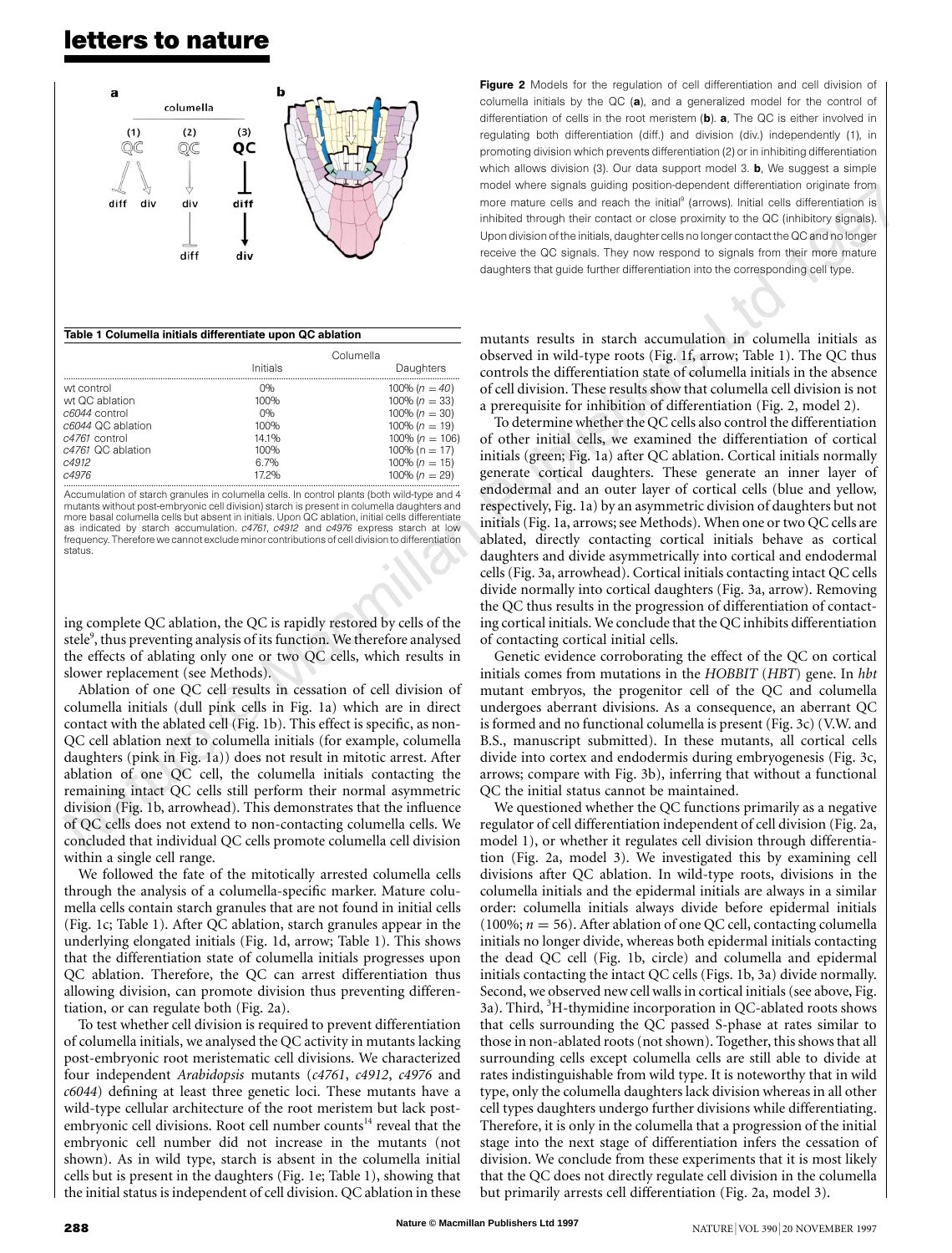**Figure 2** Models for the regulation of cell differentiation and cell division of columella initials by the QC (**a**), and a generalized model for the control of differentiation of cells in the root meristem (**b**). **a**, The QC is either involved in regulating both differentiation (diff.) and division (div.) independently (1), in promoting division which prevents differentiation (2) or in inhibiting differentiation which allows division (3). Our data support model 3. **b**, We suggest a simple model where signals guiding position-dependent differentiation originate from more mature cells and reach the initial[9] (arrows). Initial cells differentiation is inhibited through their contact or close proximity to the QC (inhibitory signals). Upon division of the initials, daughter cells no longer contact the QC and no longer receive the QC signals. They now respond to signals from their more mature daughters that guide further differentiation into the corresponding cell type.

**Table 1 Columella initials differentiate upon QC ablation**

| | Columella | |
|---|---|---|
| | Initials | Daughters |
| wt control | 0% | 100% ($n = 40$) |
| wt QC ablation | 100% | 100% ($n = 33$) |
| *c6044* control | 0% | 100% ($n = 30$) |
| *c6044* QC ablation | 100% | 100% ($n = 19$) |
| *c4761* control | 14.1% | 100% ($n = 106$) |
| *c4761* QC ablation | 100% | 100% ($n = 17$) |
| *c4912* | 6.7% | 100% ($n = 15$) |
| *c4976* | 17.2% | 100% ($n = 29$) |

Accumulation of starch granules in columella cells. In control plants (both wild-type and 4 mutants without post-embryonic cell division) starch is present in columella daughters and more basal columella cells but absent in initials. Upon QC ablation, initial cells differentiate as indicated by starch accumulation. *c4761*, *c4912* and *c4976* express starch at low frequency. Therefore we cannot exclude minor contributions of cell division to differentiation status.

ing complete QC ablation, the QC is rapidly restored by cells of the stele[9], thus preventing analysis of its function. We therefore analysed the effects of ablating only one or two QC cells, which results in slower replacement (see Methods).

Ablation of one QC cell results in cessation of cell division of columella initials (dull pink cells in Fig. 1a) which are in direct contact with the ablated cell (Fig. 1b). This effect is specific, as non-QC cell ablation next to columella initials (for example, columella daughters (pink in Fig. 1a)) does not result in mitotic arrest. After ablation of one QC cell, the columella initials contacting the remaining intact QC cells still perform their normal asymmetric division (Fig. 1b, arrowhead). This demonstrates that the influence of QC cells does not extend to non-contacting columella cells. We concluded that individual QC cells promote columella cell division within a single cell range.

We followed the fate of the mitotically arrested columella cells through the analysis of a columella-specific marker. Mature columella cells contain starch granules that are not found in initial cells (Fig. 1c; Table 1). After QC ablation, starch granules appear in the underlying elongated initials (Fig. 1d, arrow; Table 1). This shows that the differentiation state of columella initials progresses upon QC ablation. Therefore, the QC can arrest differentiation thus allowing division, can promote division thus preventing differentiation, or can regulate both (Fig. 2a).

To test whether cell division is required to prevent differentiation of columella initials, we analysed the QC activity in mutants lacking post-embryonic root meristematic cell divisions. We characterized four independent *Arabidopsis* mutants (*c4761*, *c4912*, *c4976* and *c6044*) defining at least three genetic loci. These mutants have a wild-type cellular architecture of the root meristem but lack post-embryonic cell divisions. Root cell number counts[14] reveal that the embryonic cell number did not increase in the mutants (not shown). As in wild type, starch is absent in the columella initial cells but is present in the daughters (Fig. 1e; Table 1), showing that the initial status is independent of cell division. QC ablation in these mutants results in starch accumulation in columella initials as observed in wild-type roots (Fig. 1f, arrow; Table 1). The QC thus controls the differentiation state of columella initials in the absence of cell division. These results show that columella cell division is not a prerequisite for inhibition of differentiation (Fig. 2, model 2).

To determine whether the QC cells also control the differentiation of other initial cells, we examined the differentiation of cortical initials (green; Fig. 1a) after QC ablation. Cortical initials normally generate cortical daughters. These generate an inner layer of endodermal and an outer layer of cortical cells (blue and yellow, respectively, Fig. 1a) by an asymmetric division of daughters but not initials (Fig. 1a, arrows; see Methods). When one or two QC cells are ablated, directly contacting cortical initials behave as cortical daughters and divide asymmetrically into cortical and endodermal cells (Fig. 3a, arrowhead). Cortical initials contacting intact QC cells divide normally into cortical daughters (Fig. 3a, arrow). Removing the QC thus results in the progression of differentiation of contacting cortical initials. We conclude that the QC inhibits differentiation of contacting cortical initial cells.

Genetic evidence corroborating the effect of the QC on cortical initials comes from mutations in the *HOBBIT* (*HBT*) gene. In *hbt* mutant embryos, the progenitor cell of the QC and columella undergoes aberrant divisions. As a consequence, an aberrant QC is formed and no functional columella is present (Fig. 3c) (V.W. and B.S., manuscript submitted). In these mutants, all cortical cells divide into cortex and endodermis during embryogenesis (Fig. 3c, arrows; compare with Fig. 3b), inferring that without a functional QC the initial status cannot be maintained.

We questioned whether the QC functions primarily as a negative regulator of cell differentiation independent of cell division (Fig. 2a, model 1), or whether it regulates cell division through differentiation (Fig. 2a, model 3). We investigated this by examining cell divisions after QC ablation. In wild-type roots, divisions in the columella initials and the epidermal initials are always in a similar order: columella initials always divide before epidermal initials (100%; $n = 56$). After ablation of one QC cell, contacting columella initials no longer divide, whereas both epidermal initials contacting the dead QC cell (Fig. 1b, circle) and columella and epidermal initials contacting the intact QC cells (Figs. 1b, 3a) divide normally. Second, we observed new cell walls in cortical initials (see above, Fig. 3a). Third, $^3$H-thymidine incorporation in QC-ablated roots shows that cells surrounding the QC passed S-phase at rates similar to those in non-ablated roots (not shown). Together, this shows that all surrounding cells except columella cells are still able to divide at rates indistinguishable from wild type. It is noteworthy that in wild type, only the columella daughters lack division whereas in all other cell types daughters undergo further divisions while differentiating. Therefore, it is only in the columella that a progression of the initial stage into the next stage of differentiation infers the cessation of division. We conclude from these experiments that it is most likely that the QC does not directly regulate cell division in the columella but primarily arrests cell differentiation (Fig. 2a, model 3).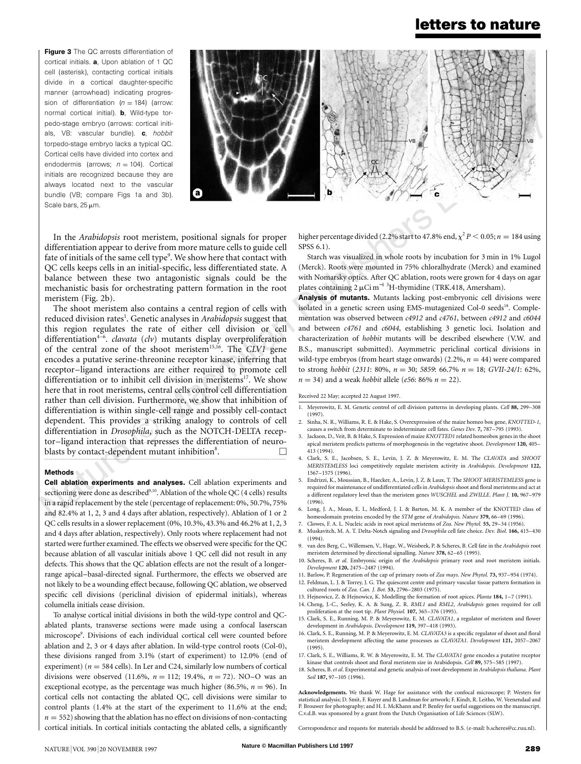**Figure 3** The QC arrests differentiation of cortical initials. **a**, Upon ablation of 1 QC cell (asterisk), contacting cortical initials divide in a cortical daughter-specific manner (arrowhead) indicating progression of differentiation ($n = 184$) (arrow: normal cortical initial). **b**, Wild-type torpedo-stage embryo (arrows: cortical initials, VB: vascular bundle). **c**, *hobbit* torpedo-stage embryo lacks a typical QC. Cortical cells have divided into cortex and endodermis (arrows; $n = 104$). Cortical initials are recognized because they are always located next to the vascular bundle (VB; compare Figs 1a and 3b). Scale bars, 25 μm.

In the *Arabidopsis* root meristem, positional signals for proper differentiation appear to derive from more mature cells to guide cell fate of initials of the same cell type[9]. We show here that contact with QC cells keeps cells in an initial-specific, less differentiated state. A balance between these two antagonistic signals could be the mechanistic basis for orchestrating pattern formation in the root meristem (Fig. 2b).

The shoot meristem also contains a central region of cells with reduced division rates[1]. Genetic analyses in *Arabidopsis* suggest that this region regulates the rate of either cell division or cell differentiation[4–6]. *clavata* (*clv*) mutants display overproliferation of the central zone of the shoot meristem[15,16]. The *CLV1* gene encodes a putative serine-threonine receptor kinase, inferring that receptor–ligand interactions are either required to promote cell differentiation or to inhibit cell division in meristems[17]. We show here that in root meristems, central cells control cell differentiation rather than cell division. Furthermore, we show that inhibition of differentiation is within single-cell range and possibly cell-contact dependent. This provides a striking analogy to controls of cell differentiation in *Drosophila*, such as the NOTCH-DELTA receptor–ligand interaction that represses the differentiation of neuroblasts by contact-dependent mutant inhibition[8]. □

## Methods

**Cell ablation experiments and analyses.** Cell ablation experiments and sectioning were done as described[9,10]. Ablation of the whole QC (4 cells) results in a rapid replacement by the stele (percentage of replacement: 0%, 50.7%, 75% and 82.4% at 1, 2, 3 and 4 days after ablation, respectively). Ablation of 1 or 2 QC cells results in a slower replacement (0%, 10.3%, 43.3% and 46.2% at 1, 2, 3 and 4 days after ablation, respectively). Only roots where replacement had not started were further examined. The effects we observed were specific for the QC because ablation of all vascular initials above 1 QC cell did not result in any defects. This shows that the QC ablation effects are not the result of a longer-range apical–basal-directed signal. Furthermore, the effects we observed are not likely to be a wounding effect because, following QC ablation, we observed specific cell divisions (periclinal division of epidermal initials), whereas columella initials cease division.

To analyse cortical initial divisions in both the wild-type control and QC-ablated plants, transverse sections were made using a confocal laserscan microscope[9]. Divisions of each individual cortical cell were counted before ablation and 2, 3 or 4 days after ablation. In wild-type control roots (Col-0), these divisions ranged from 3.1% (start of experiment) to 12.0% (end of experiment) ($n = 584$ cells). In Ler and C24, similarly low numbers of cortical divisions were observed (11.6%, $n = 112$; 19.4%, $n = 72$). NO–O was an exceptional ecotype, as the percentage was much higher (86.5%, $n = 96$). In cortical cells not contacting the ablated QC, cell divisions were similar to control plants (1.4% at the start of the experiment to 11.6% at the end; $n = 552$) showing that the ablation has no effect on divisions of non-contacting cortical initials. In cortical initials contacting the ablated cells, a significantly higher percentage divided (2.2% start to 47.8% end, $\chi^2$ $P < 0.05$; $n = 184$ using SPSS 6.1).

Starch was visualized in whole roots by incubation for 3 min in 1% Lugol (Merck). Roots were mounted in 75% chloralhydrate (Merck) and examined with Nomarsky optics. After QC ablation, roots were grown for 4 days on agar plates containing 2 μCi $m^{-1}$ $^{3}$H-thymidine (TRK.418, Amersham).

**Analysis of mutants.** Mutants lacking post-embryonic cell divisions were isolated in a genetic screen using EMS-mutagenized Col-0 seeds[18]. Complementation was observed between *c4912* and *c4761*, between *c4912* and *c6044* and between *c4761* and *c6044*, establishing 3 genetic loci. Isolation and characterization of *hobbit* mutants will be described elsewhere (V.W. and B.S., manuscript submitted). Asymmetric periclinal cortical divisions in wild-type embryos (from heart stage onwards) (2.2%, $n = 44$) were compared to strong *hobbit* (*2311*: 80%, $n = 30$; *5859*: 66.7% $n = 18$; *GVII-24/1*: 62%, $n = 34$) and a weak *hobbit* allele (*e56*: 86% $n = 22$).

Received 22 May; accepted 22 August 1997.

1. Meyerowitz, E. M. Genetic control of cell division patterns in developing plants. *Cell* **88,** 299–308 (1997).
2. Sinha, N. R., Williams, R. E. & Hake, S. Overexpression of the maize homeo box gene, *KNOTTED-1*, causes a switch from determinate to indeterminate cell fates. *Genes Dev.* **7,** 787–795 (1993).
3. Jackson, D., Veit, B. & Hake, S. Expression of maize *KNOTTED1* related homeobox genes in the shoot apical meristem predicts patterns of morphogenesis in the vegetative shoot. *Development* **120,** 405–413 (1994).
4. Clark, S. E., Jacobsen, S. E., Levin, J. Z. & Meyerowitz, E. M. The *CLAVATA* and *SHOOT MERISTEMLESS* loci competitively regulate meristem activity in *Arabidopsis*. *Development* **122,** 1567–1575 (1996).
5. Endrizzi, K., Moussian, B., Haecker, A., Levin, J. Z. & Laux, T. The *SHOOT MERISTEMLESS* gene is required for maintenance of undifferentiated cells in *Arabidopsis* shoot and floral meristems and act at a different regulatory level than the meristem genes *WUSCHEL* and *ZWILLE*. *Plant J.* **10,** 967–979 (1996).
6. Long, J. A., Moan, E. I., Medford, J. I. & Barton, M. K. A member of the KNOTTED class of homeodomain proteins encoded by the *STM* gene of *Arabidopsis*. *Nature* **379,** 66–69 (1996).
7. Clowes, F. A. L. Nucleic acids in root apical meristems of *Zea*. *New Phytol.* **55,** 29–34 (1956).
8. Muskavitch, M. A. T. Delta-Notch signaling and *Drosophila* cell fate choice. *Dev. Biol.* **166,** 415–430 (1994).
9. van den Berg, C., Willemsen, V., Hage, W., Weisbeek, P. & Scheres, B. Cell fate in the *Arabidopsis* root meristem determined by directional signalling. *Nature* **378,** 62–65 (1995).
10. Scheres, B. *et al*. Embryonic origin of the *Arabidopsis* primary root and root meristem initials. *Development* **120,** 2475–2487 (1994).
11. Barlow, P. Regeneration of the cap of primary roots of *Zea mays*. *New Phytol.* **73,** 937–954 (1974).
12. Feldman, L. J. & Torrey, J. G. The quiescent centre and primary vascular tissue pattern formation in cultured roots of *Zea*. *Can. J. Bot.* **53,** 2796–2803 (1975).
13. Hejnowicz, Z. & Hejnowicz, K. Modelling the formation of root apices. *Planta* **184,** 1–7 (1991).
14. Cheng, J.-C., Seeley, K. A. & Sung, Z. R. *RML1* and *RML2*, *Arabidopsis* genes required for cell proliferation at the root tip. *Plant Physiol.* **107,** 365–376 (1995).
15. Clark, S. E., Running, M. P. & Meyerowitz, E. M. *CLAVATA1*, a regulator of meristem and flower development in *Arabidopsis*. *Development* **119,** 397–418 (1993).
16. Clark, S. E., Running, M. P. & Meyerowitz, E. M. *CLAVATA3* is a specific regulator of shoot and floral meristem development affecting the same processes as *CLAVATA1*. *Development* **121,** 2057–2067 (1995).
17. Clark, S. E., Williams, R. W. & Meyerowitz, E. M. The *CLAVATA1* gene encodes a putative receptor kinase that controls shoot and floral meristem size in Arabidopsis. *Cell* **89,** 575–585 (1997).
18. Scheres, B. *et al*. Experimental and genetic analysis of root development in *Arabidopsis thaliana*. *Plant Soil* **187,** 97–105 (1996).

**Acknowledgements.** We thank W. Hage for assistance with the confocal microscope; P. Westers for statistical analysis; D. Smit, F. Kuyer and B. Landman for artwork; F. Kindt, R. Leitho, W. Veenendaal and P. Brouwer for photography; and H. I. McKhann and P. Benfey for useful suggestions on the manuscript. C.v.d.B. was sponsored by a grant from the Dutch Organisation of Life Sciences (SLW).

Correspondence and requests for materials should be addressed to B.S. (e-mail: b.scheres@cc.ruu.nl).